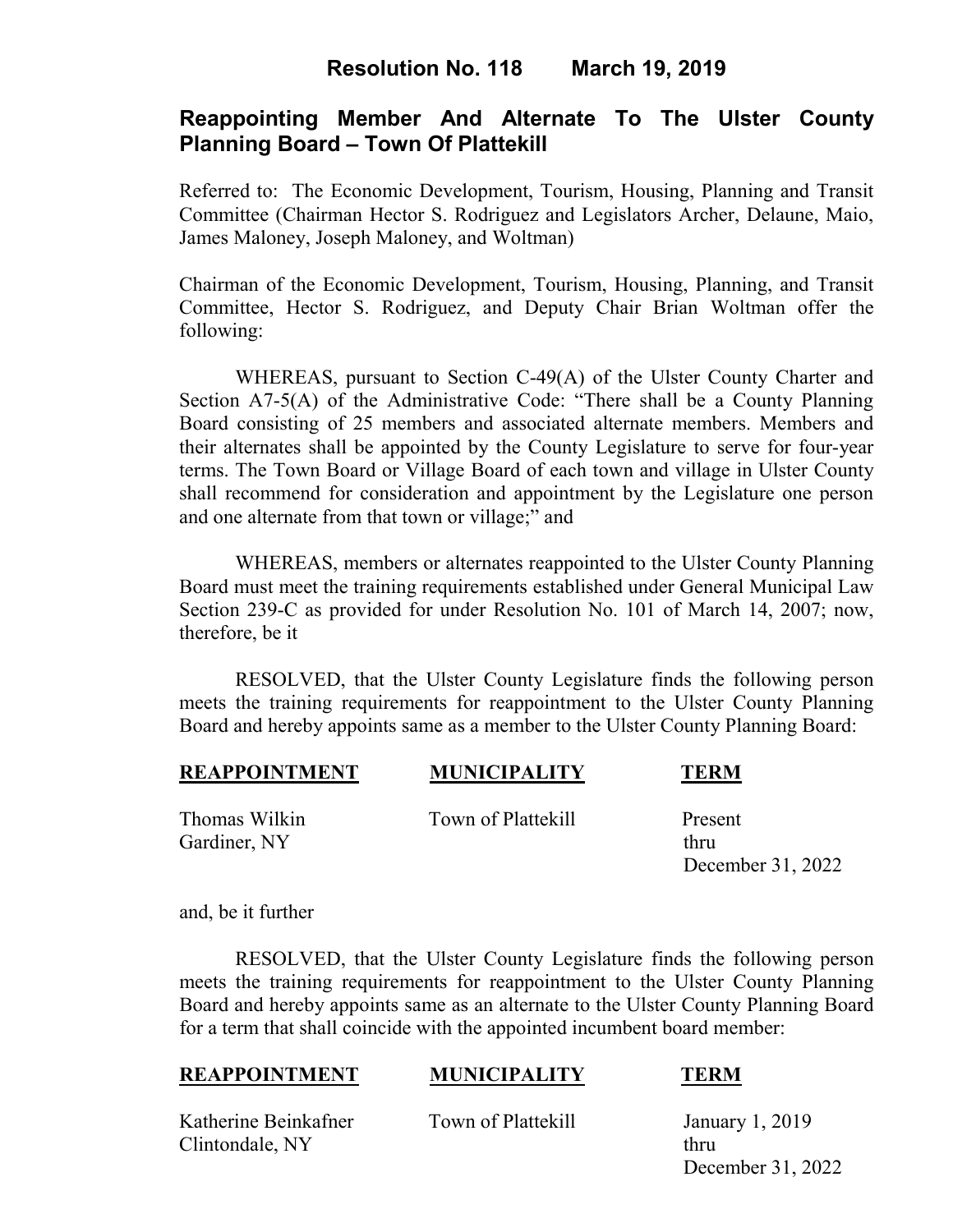# Resolution No. 118 March 19, 2019

## Reappointing Member And Alternate To The Ulster County Planning Board – Town Of Plattekill

Referred to: The Economic Development, Tourism, Housing, Planning and Transit Committee (Chairman Hector S. Rodriguez and Legislators Archer, Delaune, Maio, James Maloney, Joseph Maloney, and Woltman)

Chairman of the Economic Development, Tourism, Housing, Planning, and Transit Committee, Hector S. Rodriguez, and Deputy Chair Brian Woltman offer the following:

WHEREAS, pursuant to Section C-49(A) of the Ulster County Charter and Section A7-5(A) of the Administrative Code: "There shall be a County Planning Board consisting of 25 members and associated alternate members. Members and their alternates shall be appointed by the County Legislature to serve for four-year terms. The Town Board or Village Board of each town and village in Ulster County shall recommend for consideration and appointment by the Legislature one person and one alternate from that town or village;" and

WHEREAS, members or alternates reappointed to the Ulster County Planning Board must meet the training requirements established under General Municipal Law Section 239-C as provided for under Resolution No. 101 of March 14, 2007; now, therefore, be it

RESOLVED, that the Ulster County Legislature finds the following person meets the training requirements for reappointment to the Ulster County Planning Board and hereby appoints same as a member to the Ulster County Planning Board:

| REAPPOINTMENT | MUNICIPALITY | TERM |
|---|---|---|
| Thomas Wilkin<br>Gardiner, NY | Town of Plattekill | Present<br>thru<br>December 31, 2022 |

and, be it further

RESOLVED, that the Ulster County Legislature finds the following person meets the training requirements for reappointment to the Ulster County Planning Board and hereby appoints same as an alternate to the Ulster County Planning Board for a term that shall coincide with the appointed incumbent board member:

| REAPPOINTMENT | MUNICIPALITY | TERM |
|---|---|---|
| Katherine Beinkafner<br>Clintondale, NY | Town of Plattekill | January 1, 2019<br>thru<br>December 31, 2022 |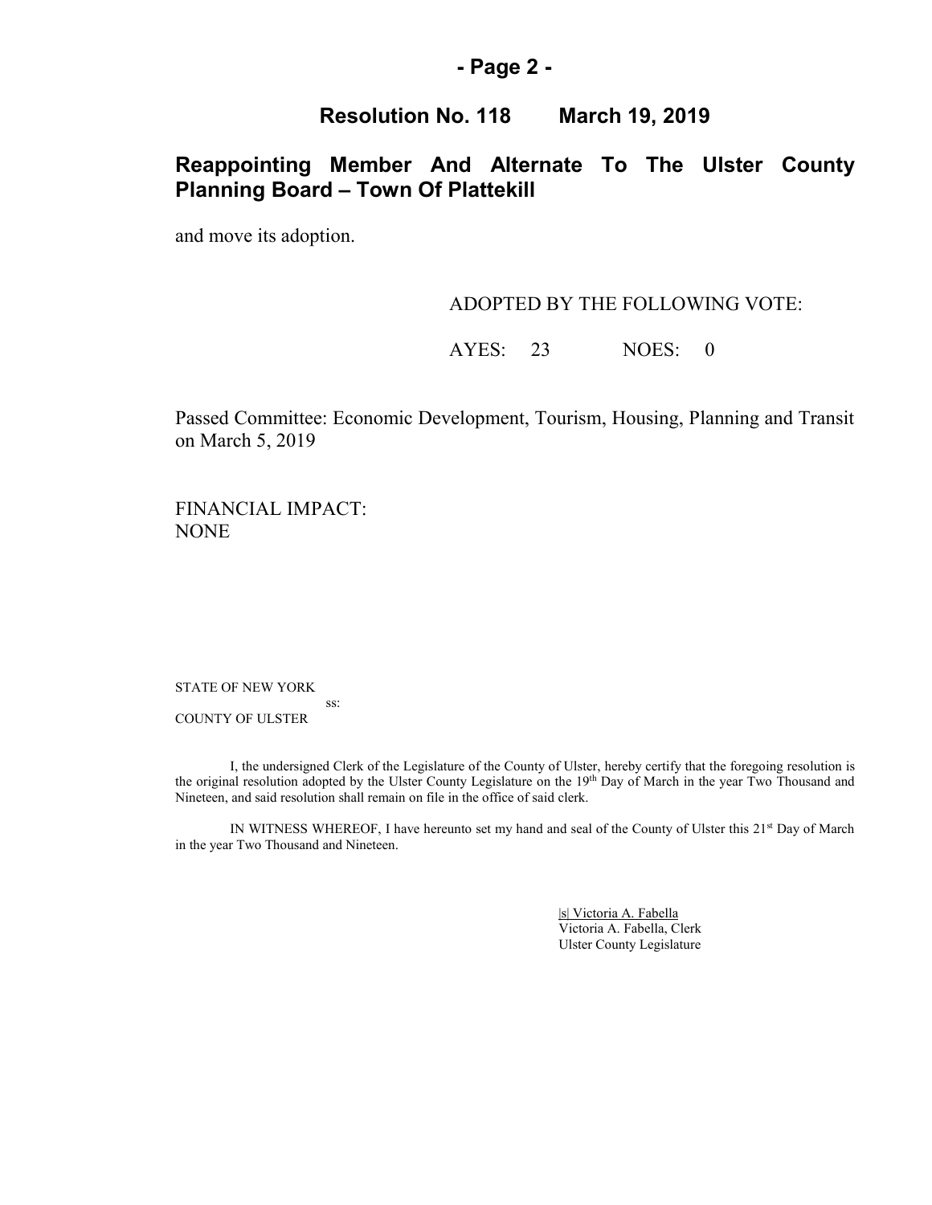## Resolution No. 118 March 19, 2019

## Reappointing Member And Alternate To The Ulster County Planning Board – Town Of Plattekill

and move its adoption.

ADOPTED BY THE FOLLOWING VOTE:

AYES: 23 NOES: 0

Passed Committee: Economic Development, Tourism, Housing, Planning and Transit on March 5, 2019

FINANCIAL IMPACT:
NONE

STATE OF NEW YORK
ss:
COUNTY OF ULSTER

I, the undersigned Clerk of the Legislature of the County of Ulster, hereby certify that the foregoing resolution is the original resolution adopted by the Ulster County Legislature on the 19th Day of March in the year Two Thousand and Nineteen, and said resolution shall remain on file in the office of said clerk.

IN WITNESS WHEREOF, I have hereunto set my hand and seal of the County of Ulster this 21st Day of March in the year Two Thousand and Nineteen.

|s| Victoria A. Fabella
Victoria A. Fabella, Clerk
Ulster County Legislature